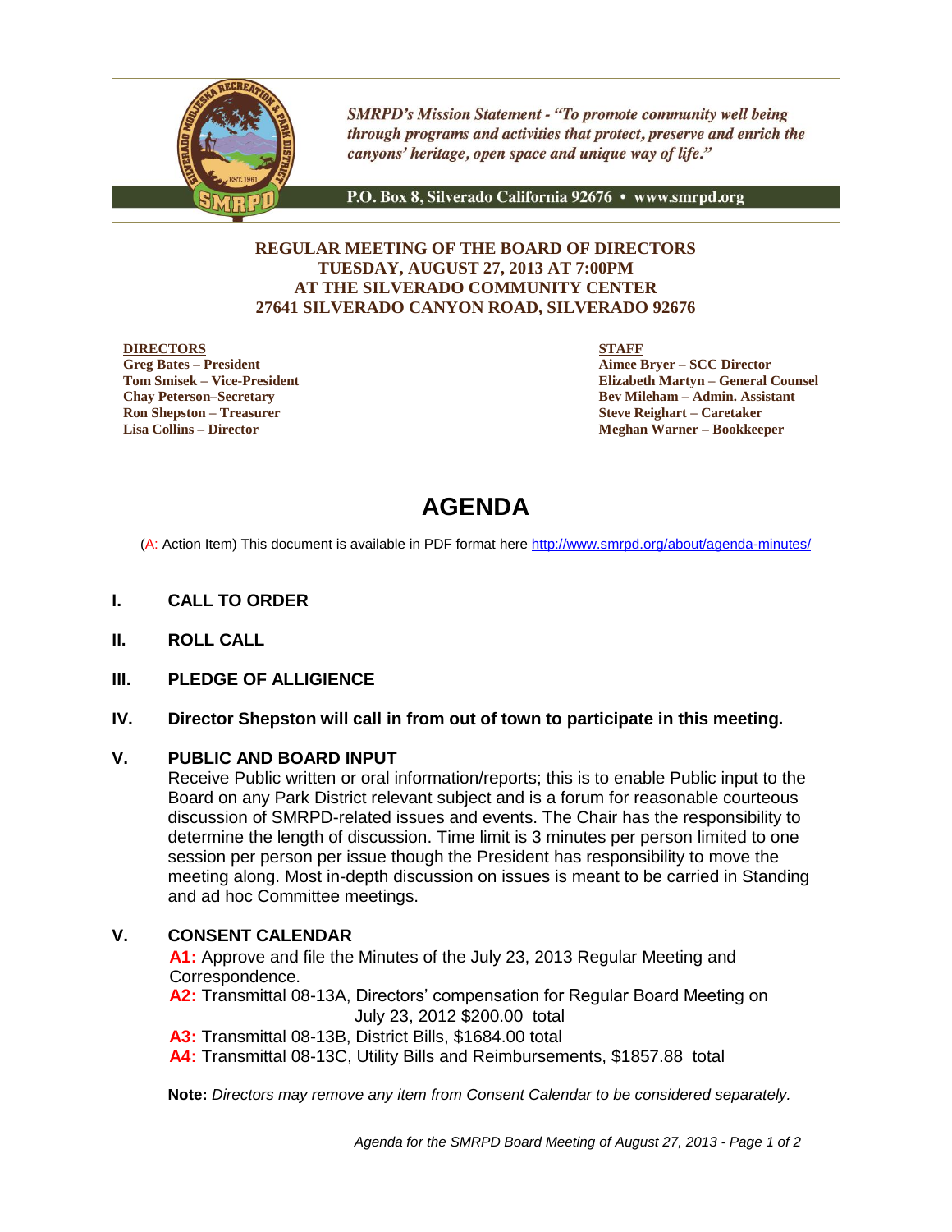SMRPD's Mission Statement - "To promote community well being through programs and activities that protect, preserve and enrich the canyons' heritage, open space and unique way of life."

P.O. Box 8, Silverado California 92676 • www.smrpd.org

**REGULAR MEETING OF THE BOARD OF DIRECTORS**
**TUESDAY, AUGUST 27, 2013 AT 7:00PM**
**AT THE SILVERADO COMMUNITY CENTER**
**27641 SILVERADO CANYON ROAD, SILVERADO 92676**

**DIRECTORS**
**Greg Bates – President**
**Tom Smisek – Vice-President**
**Chay Peterson–Secretary**
**Ron Shepston – Treasurer**
**Lisa Collins – Director**

**STAFF**
**Aimee Bryer – SCC Director**
**Elizabeth Martyn – General Counsel**
**Bev Mileham – Admin. Assistant**
**Steve Reighart – Caretaker**
**Meghan Warner – Bookkeeper**

# AGENDA

(A: Action Item) This document is available in PDF format here http://www.smrpd.org/about/agenda-minutes/

## I. CALL TO ORDER

## II. ROLL CALL

## III. PLEDGE OF ALLIGIENCE

## IV. Director Shepston will call in from out of town to participate in this meeting.

## V. PUBLIC AND BOARD INPUT

Receive Public written or oral information/reports; this is to enable Public input to the Board on any Park District relevant subject and is a forum for reasonable courteous discussion of SMRPD-related issues and events. The Chair has the responsibility to determine the length of discussion. Time limit is 3 minutes per person limited to one session per person per issue though the President has responsibility to move the meeting along. Most in-depth discussion on issues is meant to be carried in Standing and ad hoc Committee meetings.

## V. CONSENT CALENDAR

**A1:** Approve and file the Minutes of the July 23, 2013 Regular Meeting and Correspondence.

**A2:** Transmittal 08-13A, Directors' compensation for Regular Board Meeting on July 23, 2012 $200.00 total

**A3:** Transmittal 08-13B, District Bills, $1684.00 total

**A4:** Transmittal 08-13C, Utility Bills and Reimbursements, $1857.88 total

**Note:** *Directors may remove any item from Consent Calendar to be considered separately.*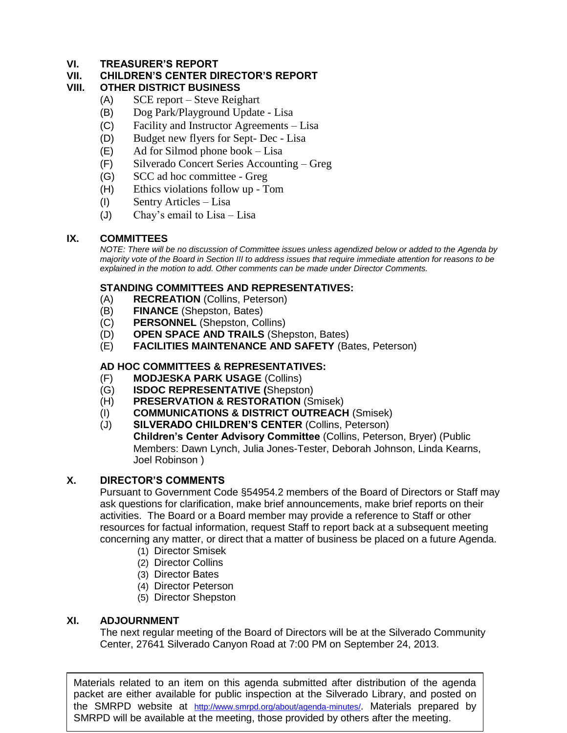## VI. TREASURER'S REPORT

## VII. CHILDREN'S CENTER DIRECTOR'S REPORT

## VIII. OTHER DISTRICT BUSINESS

(A) SCE report – Steve Reighart
(B) Dog Park/Playground Update - Lisa
(C) Facility and Instructor Agreements – Lisa
(D) Budget new flyers for Sept- Dec - Lisa
(E) Ad for Silmod phone book – Lisa
(F) Silverado Concert Series Accounting – Greg
(G) SCC ad hoc committee - Greg
(H) Ethics violations follow up - Tom
(I) Sentry Articles – Lisa
(J) Chay's email to Lisa – Lisa

## IX. COMMITTEES

*NOTE: There will be no discussion of Committee issues unless agendized below or added to the Agenda by majority vote of the Board in Section III to address issues that require immediate attention for reasons to be explained in the motion to add. Other comments can be made under Director Comments.*

### STANDING COMMITTEES AND REPRESENTATIVES:

(A) **RECREATION** (Collins, Peterson)
(B) **FINANCE** (Shepston, Bates)
(C) **PERSONNEL** (Shepston, Collins)
(D) **OPEN SPACE AND TRAILS** (Shepston, Bates)
(E) **FACILITIES MAINTENANCE AND SAFETY** (Bates, Peterson)

### AD HOC COMMITTEES & REPRESENTATIVES:

(F) **MODJESKA PARK USAGE** (Collins)
(G) **ISDOC REPRESENTATIVE (**Shepston)
(H) **PRESERVATION & RESTORATION** (Smisek)
(I) **COMMUNICATIONS & DISTRICT OUTREACH** (Smisek)
(J) **SILVERADO CHILDREN'S CENTER** (Collins, Peterson)
**Children's Center Advisory Committee** (Collins, Peterson, Bryer) (Public Members: Dawn Lynch, Julia Jones-Tester, Deborah Johnson, Linda Kearns, Joel Robinson )

## X. DIRECTOR'S COMMENTS

Pursuant to Government Code §54954.2 members of the Board of Directors or Staff may ask questions for clarification, make brief announcements, make brief reports on their activities. The Board or a Board member may provide a reference to Staff or other resources for factual information, request Staff to report back at a subsequent meeting concerning any matter, or direct that a matter of business be placed on a future Agenda.

(1) Director Smisek
(2) Director Collins
(3) Director Bates
(4) Director Peterson
(5) Director Shepston

## XI. ADJOURNMENT

The next regular meeting of the Board of Directors will be at the Silverado Community Center, 27641 Silverado Canyon Road at 7:00 PM on September 24, 2013.

Materials related to an item on this agenda submitted after distribution of the agenda packet are either available for public inspection at the Silverado Library, and posted on the SMRPD website at http://www.smrpd.org/about/agenda-minutes/. Materials prepared by SMRPD will be available at the meeting, those provided by others after the meeting.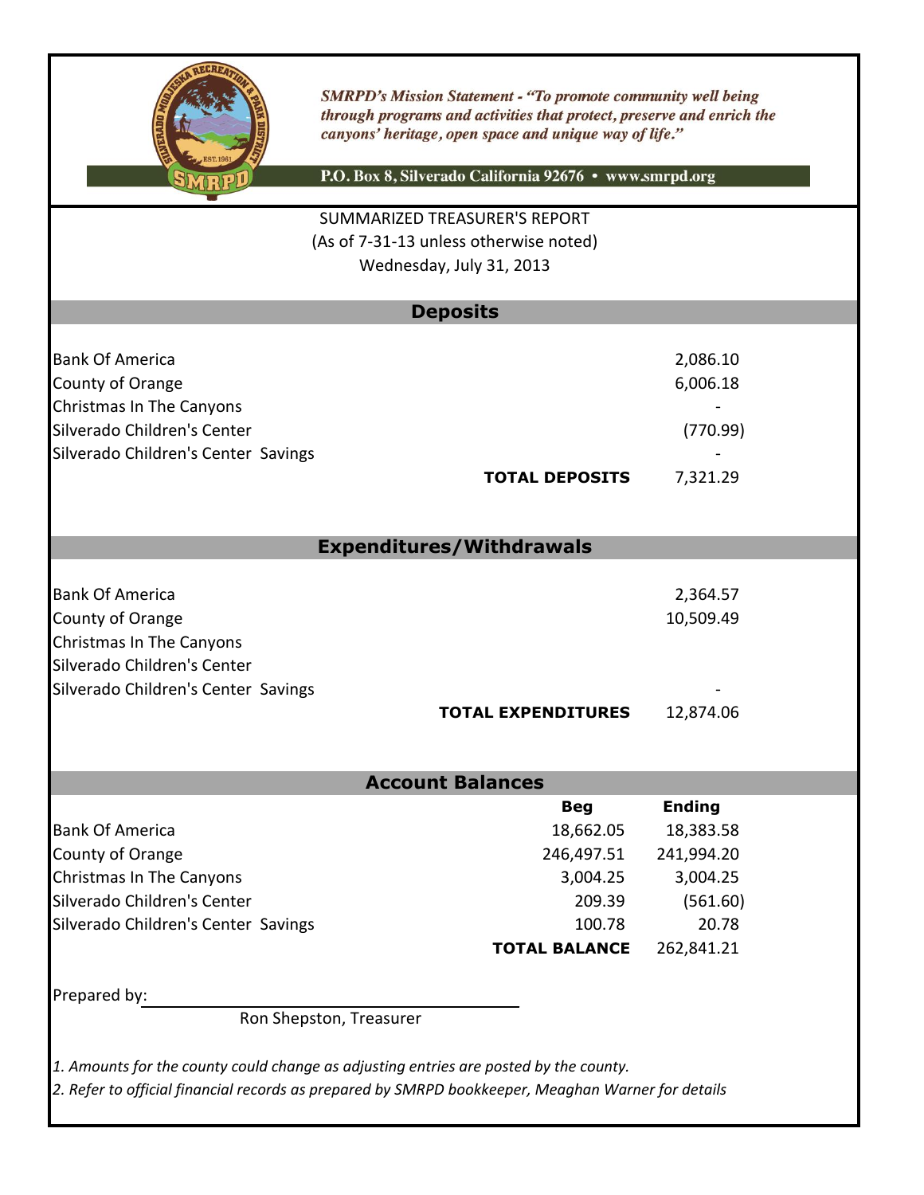SMRPD's Mission Statement - *"To promote community well being through programs and activities that protect, preserve and enrich the canyons' heritage, open space and unique way of life."*

P.O. Box 8, Silverado California 92676 • www.smrpd.org

SUMMARIZED TREASURER'S REPORT
(As of 7-31-13 unless otherwise noted)
Wednesday, July 31, 2013

## Deposits

| | |
|---|---|
| Bank Of America | 2,086.10 |
| County of Orange | 6,006.18 |
| Christmas In The Canyons | - |
| Silverado Children's Center | (770.99) |
| Silverado Children's Center Savings | - |
| **TOTAL DEPOSITS** | 7,321.29 |

## Expenditures/Withdrawals

| | |
|---|---|
| Bank Of America | 2,364.57 |
| County of Orange | 10,509.49 |
| Christmas In The Canyons | |
| Silverado Children's Center | |
| Silverado Children's Center Savings | - |
| **TOTAL EXPENDITURES** | 12,874.06 |

## Account Balances

| | **Beg** | **Ending** |
|---|---|---|
| Bank Of America | 18,662.05 | 18,383.58 |
| County of Orange | 246,497.51 | 241,994.20 |
| Christmas In The Canyons | 3,004.25 | 3,004.25 |
| Silverado Children's Center | 209.39 | (561.60) |
| Silverado Children's Center Savings | 100.78 | 20.78 |
| **TOTAL BALANCE** | | 262,841.21 |

Prepared by: ______________________________
Ron Shepston, Treasurer

*1. Amounts for the county could change as adjusting entries are posted by the county.*
*2. Refer to official financial records as prepared by SMRPD bookkeeper, Meaghan Warner for details*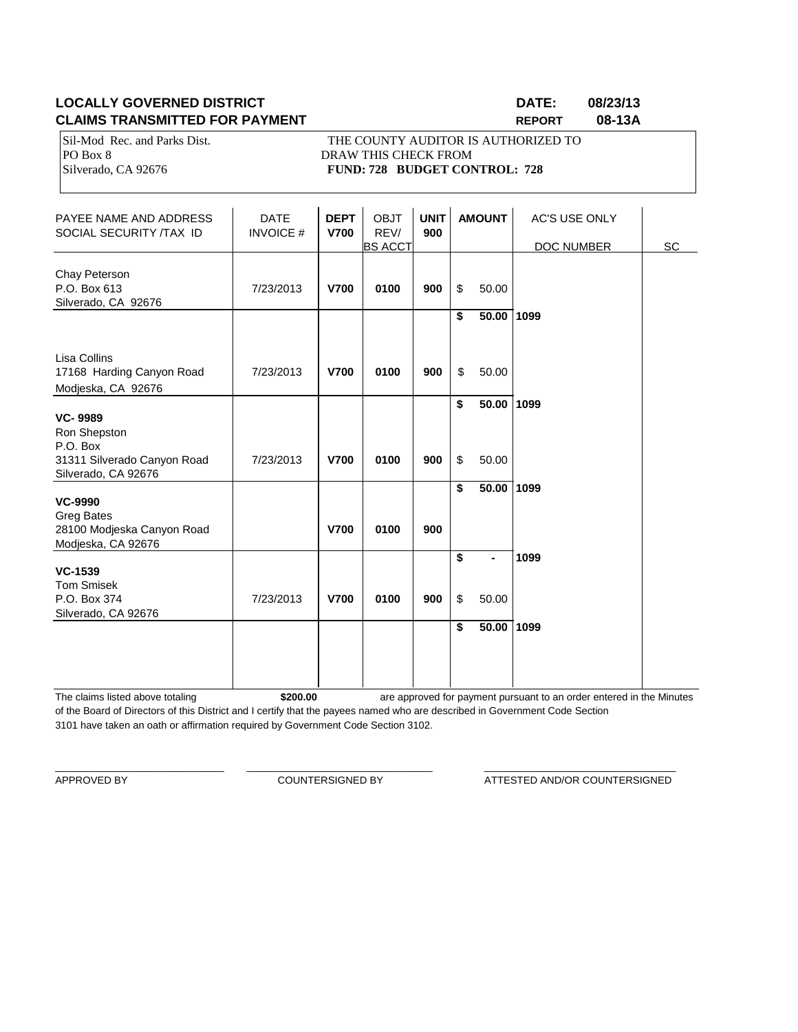**LOCALLY GOVERNED DISTRICT** **DATE: 08/23/13**

**CLAIMS TRANSMITTED FOR PAYMENT** **REPORT 08-13A**

Sil-Mod Rec. and Parks Dist.
PO Box 8
Silverado, CA 92676

THE COUNTY AUDITOR IS AUTHORIZED TO DRAW THIS CHECK FROM
**FUND: 728 BUDGET CONTROL: 728**

| PAYEE NAME AND ADDRESS SOCIAL SECURITY /TAX ID | DATE INVOICE # | **DEPT V700** | OBJT REV/ BS ACCT | **UNIT 900** | **AMOUNT** | AC'S USE ONLY DOC NUMBER | SC |
|---|---|---|---|---|---|---|---|
| Chay Peterson<br>P.O. Box 613<br>Silverado, CA 92676 | 7/23/2013 | **V700** | **0100** | **900** | $ 50.00 | | |
| | | | | | **$ 50.00** | **1099** | |
| Lisa Collins<br>17168 Harding Canyon Road<br>Modjeska, CA 92676 | 7/23/2013 | **V700** | **0100** | **900** | $ 50.00 | | |
| | | | | | **$ 50.00** | **1099** | |
| **VC- 9989**<br>Ron Shepston<br>P.O. Box<br>31311 Silverado Canyon Road<br>Silverado, CA 92676 | 7/23/2013 | **V700** | **0100** | **900** | $ 50.00 | | |
| | | | | | **$ 50.00** | **1099** | |
| **VC-9990**<br>Greg Bates<br>28100 Modjeska Canyon Road<br>Modjeska, CA 92676 | | **V700** | **0100** | **900** | | | |
| | | | | | **$ -** | **1099** | |
| **VC-1539**<br>Tom Smisek<br>P.O. Box 374<br>Silverado, CA 92676 | 7/23/2013 | **V700** | **0100** | **900** | $ 50.00 | | |
| | | | | | **$ 50.00** | **1099** | |

The claims listed above totaling **$200.00** are approved for payment pursuant to an order entered in the Minutes of the Board of Directors of this District and I certify that the payees named who are described in Government Code Section 3101 have taken an oath or affirmation required by Government Code Section 3102.

\_\_\_\_\_\_\_\_\_\_\_\_\_\_\_\_\_\_\_\_\_\_\_\_\_\_\_\_ APPROVED BY

\_\_\_\_\_\_\_\_\_\_\_\_\_\_\_\_\_\_\_\_\_\_\_\_\_\_\_\_ COUNTERSIGNED BY

\_\_\_\_\_\_\_\_\_\_\_\_\_\_\_\_\_\_\_\_\_\_\_\_\_\_\_\_ ATTESTED AND/OR COUNTERSIGNED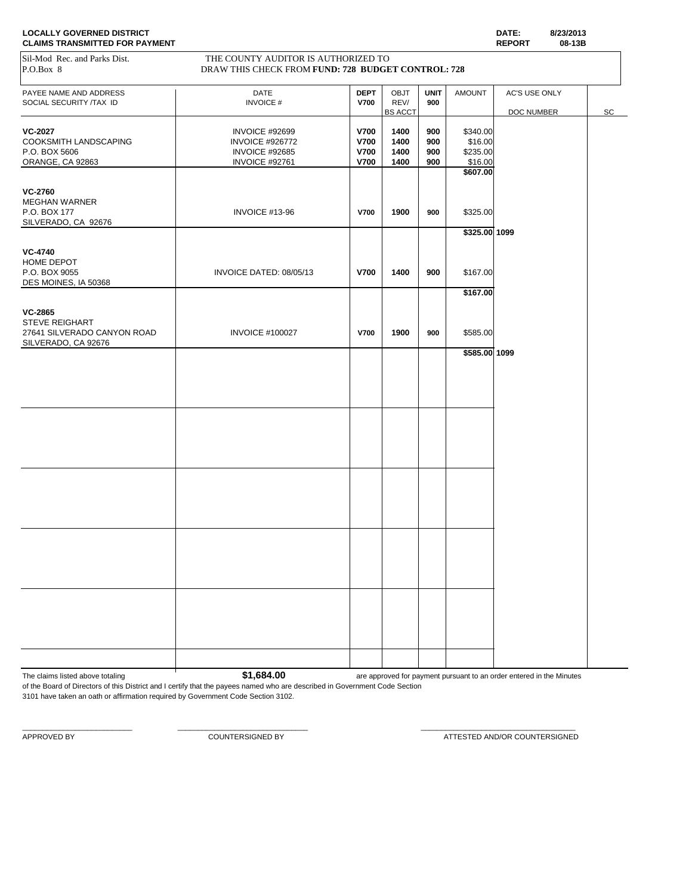**LOCALLY GOVERNED DISTRICT**
**CLAIMS TRANSMITTED FOR PAYMENT**

**DATE:** 8/23/2013
**REPORT** 08-13B

Sil-Mod Rec. and Parks Dist.
P.O.Box 8

THE COUNTY AUDITOR IS AUTHORIZED TO
DRAW THIS CHECK FROM **FUND: 728 BUDGET CONTROL: 728**

| PAYEE NAME AND ADDRESS<br>SOCIAL SECURITY /TAX ID | DATE<br>INVOICE # | DEPT<br>V700 | OBJT<br>REV/<br>BS ACCT | UNIT<br>900 | AMOUNT | AC'S USE ONLY<br>DOC NUMBER | SC |
|---|---|---|---|---|---|---|---|
| **VC-2027**<br>COOKSMITH LANDSCAPING<br>P.O. BOX 5606<br>ORANGE, CA 92863 | INVOICE #92699<br>INVOICE #926772<br>INVOICE #92685<br>INVOICE #92761 | V700<br>V700<br>V700<br>V700 | 1400<br>1400<br>1400<br>1400 | 900<br>900<br>900<br>900 | $340.00<br>$16.00<br>$235.00<br>$16.00 | | |
| | | | | | **$607.00** | | |
| **VC-2760**<br>MEGHAN WARNER<br>P.O. BOX 177<br>SILVERADO, CA 92676 | INVOICE #13-96 | V700 | 1900 | 900 | $325.00 | | |
| | | | | | **$325.00** | **1099** | |
| **VC-4740**<br>HOME DEPOT<br>P.O. BOX 9055<br>DES MOINES, IA 50368 | INVOICE DATED: 08/05/13 | V700 | 1400 | 900 | $167.00 | | |
| | | | | | **$167.00** | | |
| **VC-2865**<br>STEVE REIGHART<br>27641 SILVERADO CANYON ROAD<br>SILVERADO, CA 92676 | INVOICE #100027 | V700 | 1900 | 900 | $585.00 | | |
| | | | | | **$585.00** | **1099** | |

The claims listed above totaling **$1,684.00** are approved for payment pursuant to an order entered in the Minutes of the Board of Directors of this District and I certify that the payees named who are described in Government Code Section 3101 have taken an oath or affirmation required by Government Code Section 3102.

\_\_\_\_\_\_\_\_\_\_\_\_\_\_\_\_\_\_\_\_\_\_\_\_ APPROVED BY

\_\_\_\_\_\_\_\_\_\_\_\_\_\_\_\_\_\_\_\_\_\_\_\_ COUNTERSIGNED BY

\_\_\_\_\_\_\_\_\_\_\_\_\_\_\_\_\_\_\_\_\_\_\_\_ ATTESTED AND/OR COUNTERSIGNED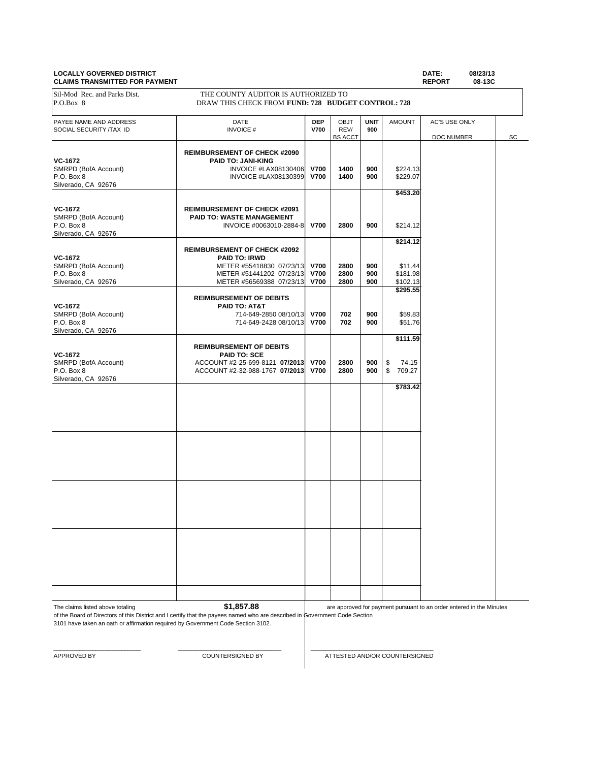**LOCALLY GOVERNED DISTRICT**
**CLAIMS TRANSMITTED FOR PAYMENT**

**DATE:** 08/23/13
**REPORT** 08-13C

Sil-Mod Rec. and Parks Dist.
P.O.Box 8

THE COUNTY AUDITOR IS AUTHORIZED TO
DRAW THIS CHECK FROM **FUND: 728 BUDGET CONTROL: 728**

| PAYEE NAME AND ADDRESS<br>SOCIAL SECURITY /TAX ID | DATE<br>INVOICE # | DEP<br>V700 | OBJT<br>REV/<br>BS ACCT | UNIT<br>900 | AMOUNT | AC'S USE ONLY<br>DOC NUMBER | SC |
|---|---|---|---|---|---|---|---|
| | **REIMBURSEMENT OF CHECK #2090** | | | | | | |
| **VC-1672** | **PAID TO: JANI-KING** | | | | | | |
| SMRPD (BofA Account) | INVOICE #LAX08130406 | **V700** | **1400** | **900** | $224.13 | | |
| P.O. Box 8 | INVOICE #LAX08130399 | **V700** | **1400** | **900** | $229.07 | | |
| Silverado, CA 92676 | | | | | | | |
| | | | | | **$453.20** | | |
| **VC-1672** | **REIMBURSEMENT OF CHECK #2091** | | | | | | |
| SMRPD (BofA Account) | **PAID TO: WASTE MANAGEMENT** | | | | | | |
| P.O. Box 8 | INVOICE #0063010-2884-8 | **V700** | **2800** | **900** | $214.12 | | |
| Silverado, CA 92676 | | | | | | | |
| | | | | | **$214.12** | | |
| | **REIMBURSEMENT OF CHECK #2092** | | | | | | |
| **VC-1672** | **PAID TO: IRWD** | | | | | | |
| SMRPD (BofA Account) | METER #55418830 07/23/13 | **V700** | **2800** | **900** | $11.44 | | |
| P.O. Box 8 | METER #51441202 07/23/13 | **V700** | **2800** | **900** | $181.98 | | |
| Silverado, CA 92676 | METER #56569388 07/23/13 | **V700** | **2800** | **900** | $102.13 | | |
| | | | | | **$295.55** | | |
| | **REIMBURSEMENT OF DEBITS** | | | | | | |
| **VC-1672** | **PAID TO: AT&T** | | | | | | |
| SMRPD (BofA Account) | 714-649-2850 08/10/13 | **V700** | **702** | **900** | $59.83 | | |
| P.O. Box 8 | 714-649-2428 08/10/13 | **V700** | **702** | **900** | $51.76 | | |
| Silverado, CA 92676 | | | | | | | |
| | | | | | **$111.59** | | |
| | **REIMBURSEMENT OF DEBITS** | | | | | | |
| **VC-1672** | **PAID TO: SCE** | | | | | | |
| SMRPD (BofA Account) | ACCOUNT #2-25-699-8121 **07/2013** | **V700** | **2800** | **900** | $ 74.15 | | |
| P.O. Box 8 | ACCOUNT #2-32-988-1767 **07/2013** | **V700** | **2800** | **900** | $ 709.27 | | |
| Silverado, CA 92676 | | | | | | | |
| | | | | | **$783.42** | | |

The claims listed above totaling **$1,857.88** are approved for payment pursuant to an order entered in the Minutes of the Board of Directors of this District and I certify that the payees named who are described in Government Code Section 3101 have taken an oath or affirmation required by Government Code Section 3102.

\_\_\_\_\_\_\_\_\_\_\_\_\_\_\_\_\_\_\_\_\_\_\_\_\_ APPROVED BY

\_\_\_\_\_\_\_\_\_\_\_\_\_\_\_\_\_\_\_\_\_\_\_\_\_ COUNTERSIGNED BY

\_\_\_\_\_\_\_\_\_\_\_\_\_\_\_\_\_\_\_\_\_\_\_\_\_ ATTESTED AND/OR COUNTERSIGNED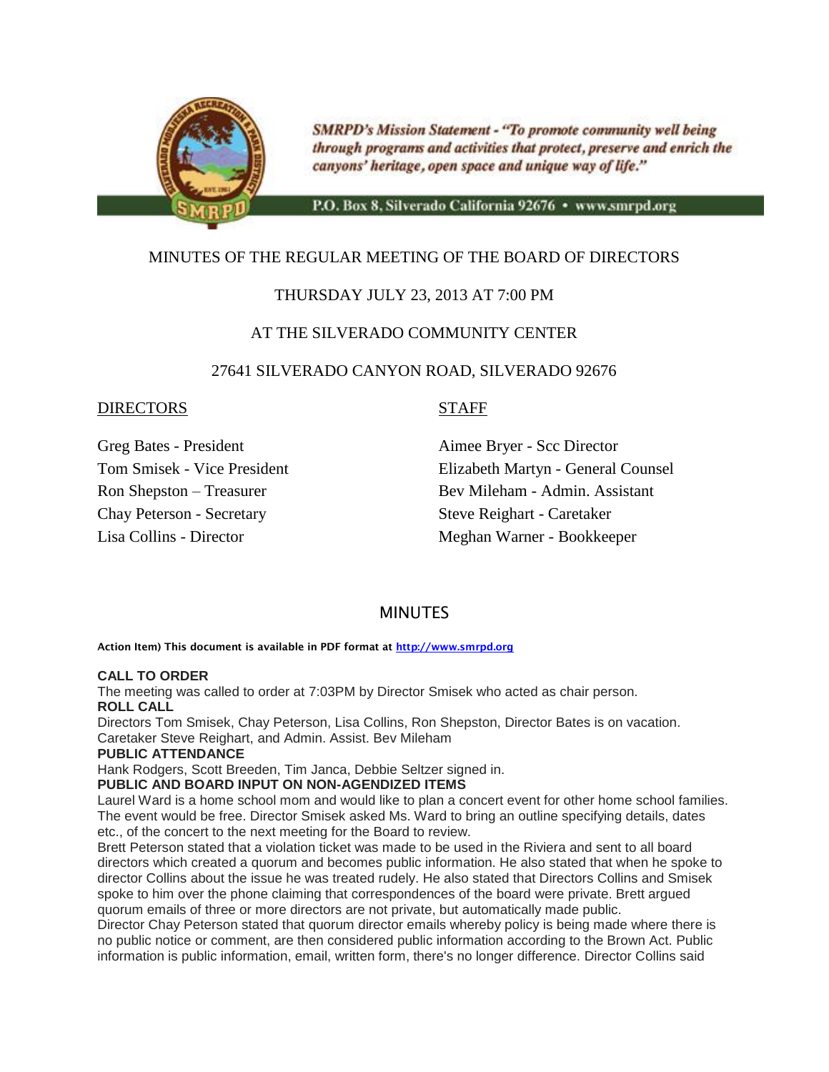*SMRPD's Mission Statement - "To promote community well being through programs and activities that protect, preserve and enrich the canyons' heritage, open space and unique way of life."*

P.O. Box 8, Silverado California 92676 • www.smrpd.org

MINUTES OF THE REGULAR MEETING OF THE BOARD OF DIRECTORS

THURSDAY JULY 23, 2013 AT 7:00 PM

AT THE SILVERADO COMMUNITY CENTER

27641 SILVERADO CANYON ROAD, SILVERADO 92676

| DIRECTORS | STAFF |
|---|---|
| Greg Bates - President | Aimee Bryer - Scc Director |
| Tom Smisek - Vice President | Elizabeth Martyn - General Counsel |
| Ron Shepston – Treasurer | Bev Mileham - Admin. Assistant |
| Chay Peterson - Secretary | Steve Reighart - Caretaker |
| Lisa Collins - Director | Meghan Warner - Bookkeeper |

## MINUTES

**Action Item) This document is available in PDF format at http://www.smrpd.org**

**CALL TO ORDER**
The meeting was called to order at 7:03PM by Director Smisek who acted as chair person.

**ROLL CALL**
Directors Tom Smisek, Chay Peterson, Lisa Collins, Ron Shepston, Director Bates is on vacation. Caretaker Steve Reighart, and Admin. Assist. Bev Mileham

**PUBLIC ATTENDANCE**
Hank Rodgers, Scott Breeden, Tim Janca, Debbie Seltzer signed in.

**PUBLIC AND BOARD INPUT ON NON-AGENDIZED ITEMS**
Laurel Ward is a home school mom and would like to plan a concert event for other home school families. The event would be free. Director Smisek asked Ms. Ward to bring an outline specifying details, dates etc., of the concert to the next meeting for the Board to review.
Brett Peterson stated that a violation ticket was made to be used in the Riviera and sent to all board directors which created a quorum and becomes public information. He also stated that when he spoke to director Collins about the issue he was treated rudely. He also stated that Directors Collins and Smisek spoke to him over the phone claiming that correspondences of the board were private. Brett argued quorum emails of three or more directors are not private, but automatically made public.
Director Chay Peterson stated that quorum director emails whereby policy is being made where there is no public notice or comment, are then considered public information according to the Brown Act. Public information is public information, email, written form, there's no longer difference. Director Collins said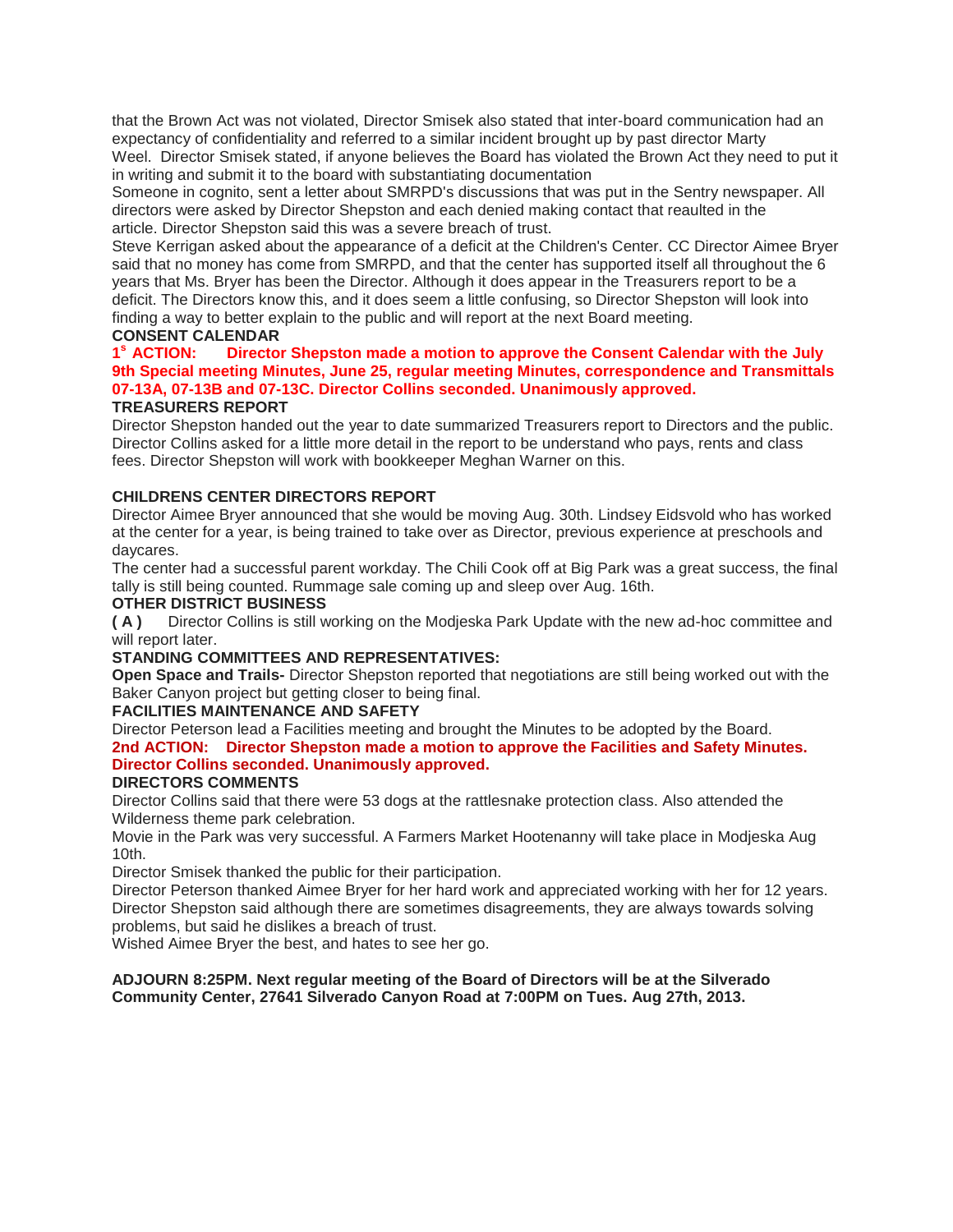that the Brown Act was not violated, Director Smisek also stated that inter-board communication had an expectancy of confidentiality and referred to a similar incident brought up by past director Marty Weel.  Director Smisek stated, if anyone believes the Board has violated the Brown Act they need to put it in writing and submit it to the board with substantiating documentation

Someone in cognito, sent a letter about SMRPD's discussions that was put in the Sentry newspaper. All directors were asked by Director Shepston and each denied making contact that reaulted in the article. Director Shepston said this was a severe breach of trust.

Steve Kerrigan asked about the appearance of a deficit at the Children's Center. CC Director Aimee Bryer said that no money has come from SMRPD, and that the center has supported itself all throughout the 6 years that Ms. Bryer has been the Director. Although it does appear in the Treasurers report to be a deficit. The Directors know this, and it does seem a little confusing, so Director Shepston will look into finding a way to better explain to the public and will report at the next Board meeting.

**CONSENT CALENDAR**

**1s ACTION: Director Shepston made a motion to approve the Consent Calendar with the July 9th Special meeting Minutes, June 25, regular meeting Minutes, correspondence and Transmittals 07-13A, 07-13B and 07-13C. Director Collins seconded. Unanimously approved.**

**TREASURERS REPORT**

Director Shepston handed out the year to date summarized Treasurers report to Directors and the public. Director Collins asked for a little more detail in the report to be understand who pays, rents and class fees. Director Shepston will work with bookkeeper Meghan Warner on this.

**CHILDRENS CENTER DIRECTORS REPORT**

Director Aimee Bryer announced that she would be moving Aug. 30th. Lindsey Eidsvold who has worked at the center for a year, is being trained to take over as Director, previous experience at preschools and daycares.

The center had a successful parent workday. The Chili Cook off at Big Park was a great success, the final tally is still being counted. Rummage sale coming up and sleep over Aug. 16th.

**OTHER DISTRICT BUSINESS**

**( A )** Director Collins is still working on the Modjeska Park Update with the new ad-hoc committee and will report later.

**STANDING COMMITTEES AND REPRESENTATIVES:**

**Open Space and Trails-** Director Shepston reported that negotiations are still being worked out with the Baker Canyon project but getting closer to being final.

**FACILITIES MAINTENANCE AND SAFETY**

Director Peterson lead a Facilities meeting and brought the Minutes to be adopted by the Board.

**2nd ACTION: Director Shepston made a motion to approve the Facilities and Safety Minutes. Director Collins seconded. Unanimously approved.**

**DIRECTORS COMMENTS**

Director Collins said that there were 53 dogs at the rattlesnake protection class. Also attended the Wilderness theme park celebration.

Movie in the Park was very successful. A Farmers Market Hootenanny will take place in Modjeska Aug 10th.

Director Smisek thanked the public for their participation.

Director Peterson thanked Aimee Bryer for her hard work and appreciated working with her for 12 years.

Director Shepston said although there are sometimes disagreements, they are always towards solving problems, but said he dislikes a breach of trust.

Wished Aimee Bryer the best, and hates to see her go.

**ADJOURN 8:25PM. Next regular meeting of the Board of Directors will be at the Silverado Community Center, 27641 Silverado Canyon Road at 7:00PM on Tues. Aug 27th, 2013.**